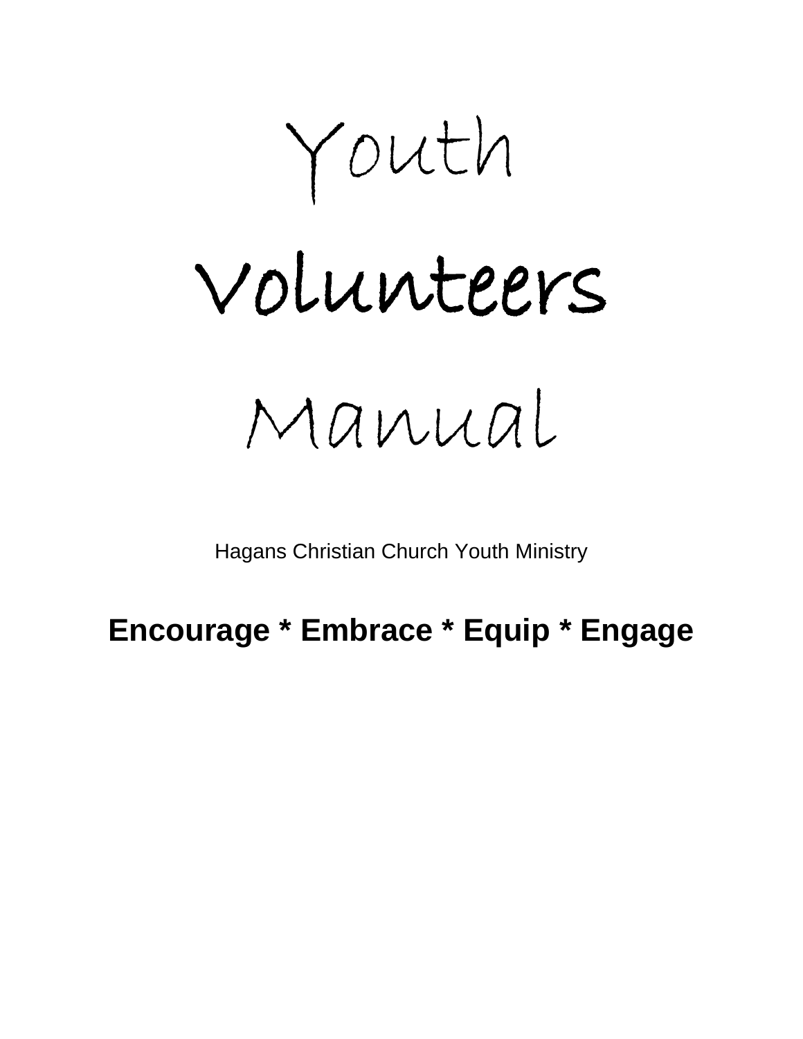# Youth

# Volunteers

# Manual

Hagans Christian Church Youth Ministry

**Encourage * Embrace * Equip * Engage**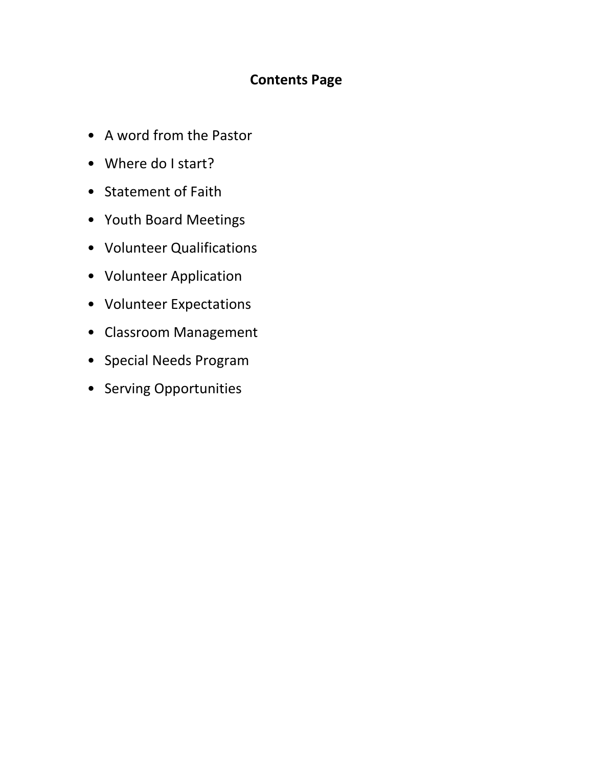# Contents Page

- A word from the Pastor
- Where do I start?
- Statement of Faith
- Youth Board Meetings
- Volunteer Qualifications
- Volunteer Application
- Volunteer Expectations
- Classroom Management
- Special Needs Program
- Serving Opportunities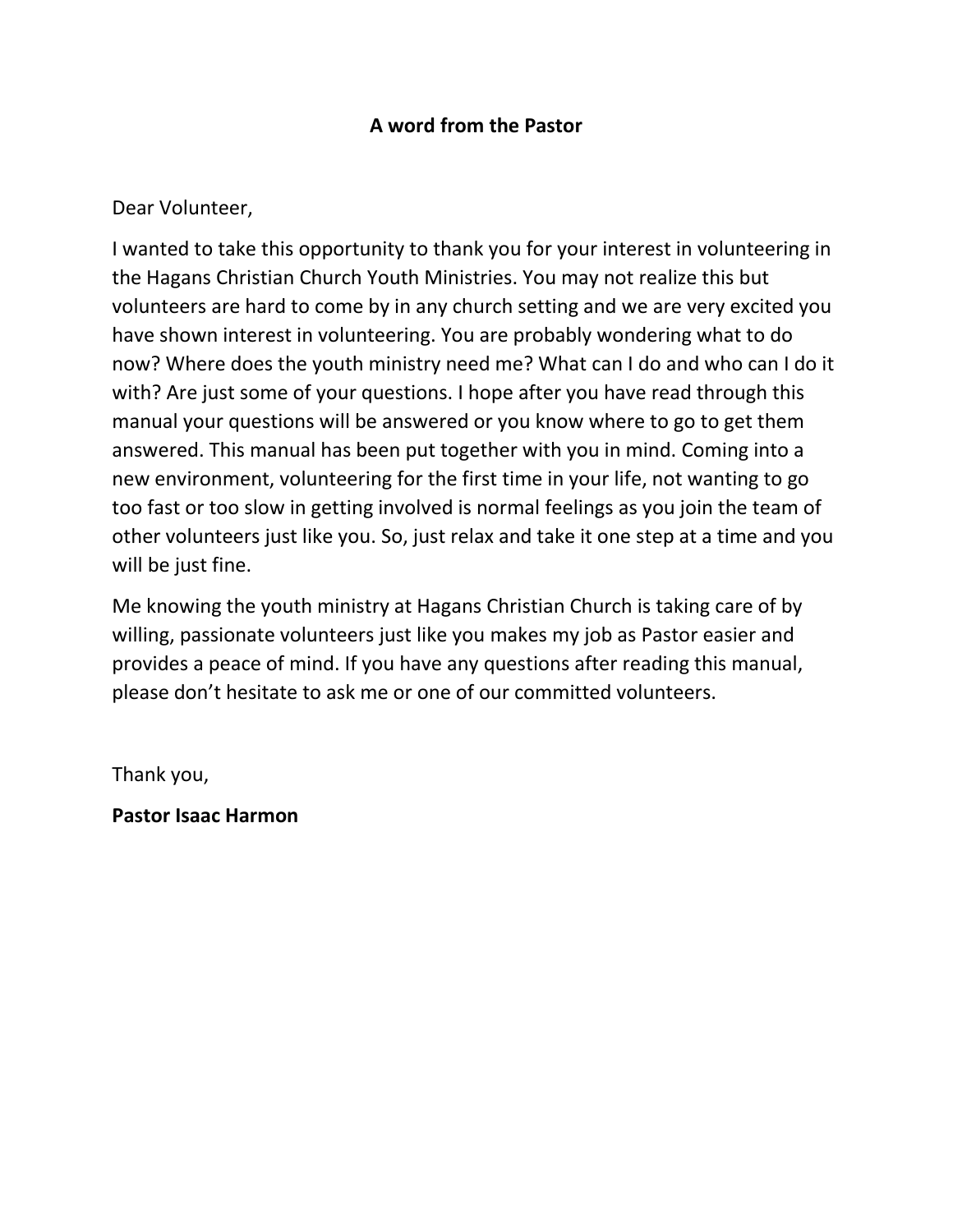## A word from the Pastor

Dear Volunteer,

I wanted to take this opportunity to thank you for your interest in volunteering in the Hagans Christian Church Youth Ministries. You may not realize this but volunteers are hard to come by in any church setting and we are very excited you have shown interest in volunteering. You are probably wondering what to do now? Where does the youth ministry need me? What can I do and who can I do it with? Are just some of your questions. I hope after you have read through this manual your questions will be answered or you know where to go to get them answered. This manual has been put together with you in mind. Coming into a new environment, volunteering for the first time in your life, not wanting to go too fast or too slow in getting involved is normal feelings as you join the team of other volunteers just like you. So, just relax and take it one step at a time and you will be just fine.

Me knowing the youth ministry at Hagans Christian Church is taking care of by willing, passionate volunteers just like you makes my job as Pastor easier and provides a peace of mind. If you have any questions after reading this manual, please don't hesitate to ask me or one of our committed volunteers.

Thank you,

**Pastor Isaac Harmon**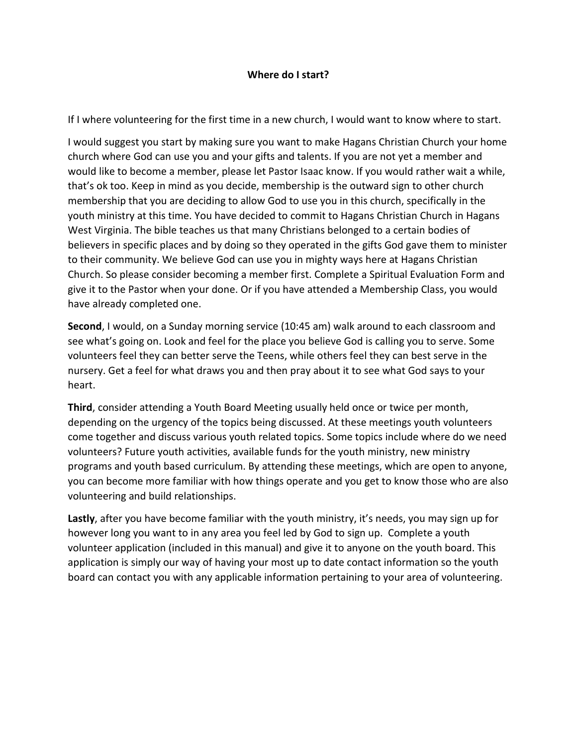**Where do I start?**

If I where volunteering for the first time in a new church, I would want to know where to start.

I would suggest you start by making sure you want to make Hagans Christian Church your home church where God can use you and your gifts and talents. If you are not yet a member and would like to become a member, please let Pastor Isaac know. If you would rather wait a while, that's ok too. Keep in mind as you decide, membership is the outward sign to other church membership that you are deciding to allow God to use you in this church, specifically in the youth ministry at this time. You have decided to commit to Hagans Christian Church in Hagans West Virginia. The bible teaches us that many Christians belonged to a certain bodies of believers in specific places and by doing so they operated in the gifts God gave them to minister to their community. We believe God can use you in mighty ways here at Hagans Christian Church. So please consider becoming a member first. Complete a Spiritual Evaluation Form and give it to the Pastor when your done. Or if you have attended a Membership Class, you would have already completed one.

**Second**, I would, on a Sunday morning service (10:45 am) walk around to each classroom and see what's going on. Look and feel for the place you believe God is calling you to serve. Some volunteers feel they can better serve the Teens, while others feel they can best serve in the nursery. Get a feel for what draws you and then pray about it to see what God says to your heart.

**Third**, consider attending a Youth Board Meeting usually held once or twice per month, depending on the urgency of the topics being discussed. At these meetings youth volunteers come together and discuss various youth related topics. Some topics include where do we need volunteers? Future youth activities, available funds for the youth ministry, new ministry programs and youth based curriculum. By attending these meetings, which are open to anyone, you can become more familiar with how things operate and you get to know those who are also volunteering and build relationships.

**Lastly**, after you have become familiar with the youth ministry, it's needs, you may sign up for however long you want to in any area you feel led by God to sign up. Complete a youth volunteer application (included in this manual) and give it to anyone on the youth board. This application is simply our way of having your most up to date contact information so the youth board can contact you with any applicable information pertaining to your area of volunteering.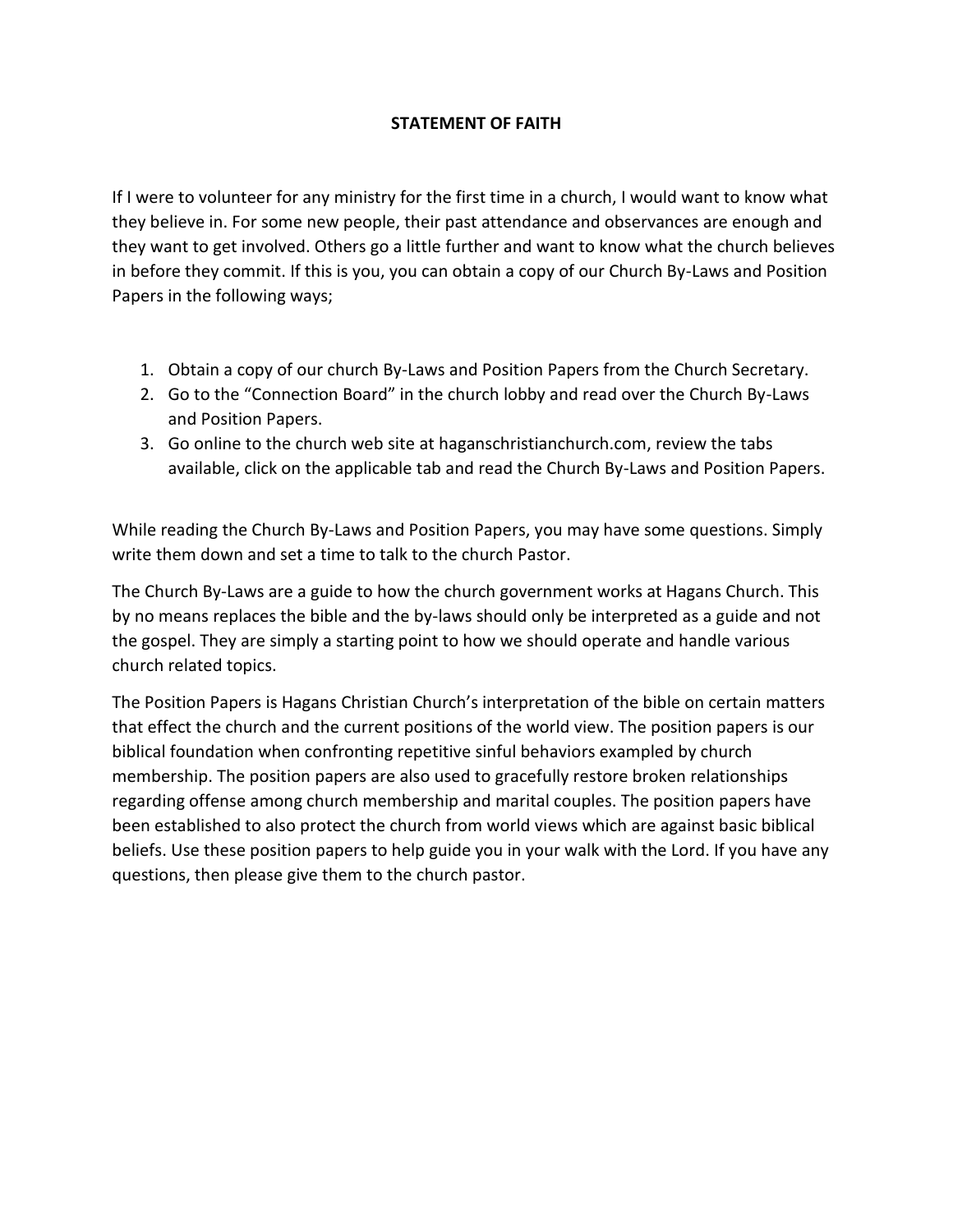**STATEMENT OF FAITH**

If I were to volunteer for any ministry for the first time in a church, I would want to know what they believe in. For some new people, their past attendance and observances are enough and they want to get involved. Others go a little further and want to know what the church believes in before they commit. If this is you, you can obtain a copy of our Church By-Laws and Position Papers in the following ways;

1. Obtain a copy of our church By-Laws and Position Papers from the Church Secretary.
2. Go to the "Connection Board" in the church lobby and read over the Church By-Laws and Position Papers.
3. Go online to the church web site at haganschristianchurch.com, review the tabs available, click on the applicable tab and read the Church By-Laws and Position Papers.

While reading the Church By-Laws and Position Papers, you may have some questions. Simply write them down and set a time to talk to the church Pastor.

The Church By-Laws are a guide to how the church government works at Hagans Church. This by no means replaces the bible and the by-laws should only be interpreted as a guide and not the gospel. They are simply a starting point to how we should operate and handle various church related topics.

The Position Papers is Hagans Christian Church's interpretation of the bible on certain matters that effect the church and the current positions of the world view. The position papers is our biblical foundation when confronting repetitive sinful behaviors exampled by church membership. The position papers are also used to gracefully restore broken relationships regarding offense among church membership and marital couples. The position papers have been established to also protect the church from world views which are against basic biblical beliefs. Use these position papers to help guide you in your walk with the Lord. If you have any questions, then please give them to the church pastor.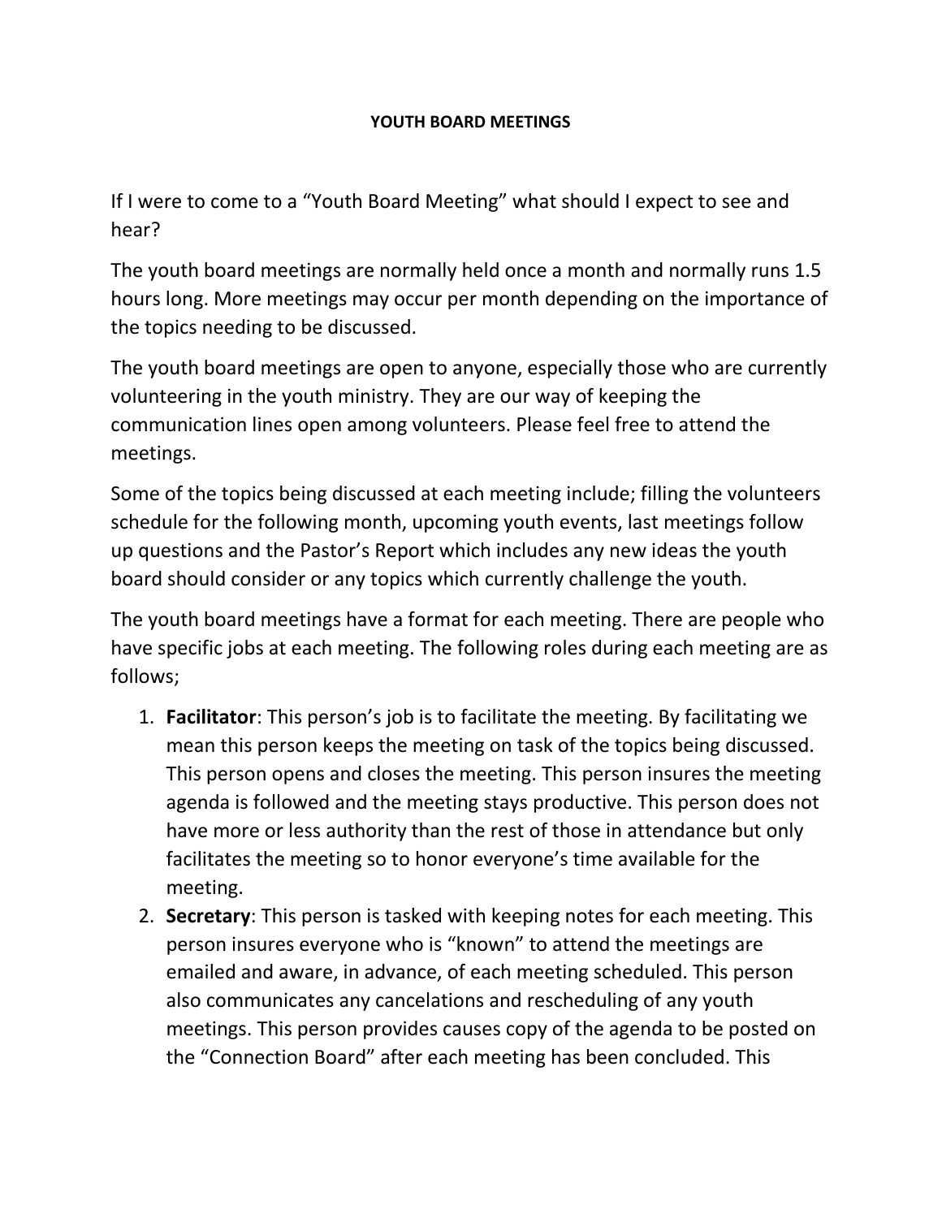# YOUTH BOARD MEETINGS

If I were to come to a "Youth Board Meeting" what should I expect to see and hear?

The youth board meetings are normally held once a month and normally runs 1.5 hours long. More meetings may occur per month depending on the importance of the topics needing to be discussed.

The youth board meetings are open to anyone, especially those who are currently volunteering in the youth ministry. They are our way of keeping the communication lines open among volunteers. Please feel free to attend the meetings.

Some of the topics being discussed at each meeting include; filling the volunteers schedule for the following month, upcoming youth events, last meetings follow up questions and the Pastor's Report which includes any new ideas the youth board should consider or any topics which currently challenge the youth.

The youth board meetings have a format for each meeting. There are people who have specific jobs at each meeting. The following roles during each meeting are as follows;

1. **Facilitator**: This person's job is to facilitate the meeting. By facilitating we mean this person keeps the meeting on task of the topics being discussed. This person opens and closes the meeting. This person insures the meeting agenda is followed and the meeting stays productive. This person does not have more or less authority than the rest of those in attendance but only facilitates the meeting so to honor everyone's time available for the meeting.
2. **Secretary**: This person is tasked with keeping notes for each meeting. This person insures everyone who is "known" to attend the meetings are emailed and aware, in advance, of each meeting scheduled. This person also communicates any cancelations and rescheduling of any youth meetings. This person provides causes copy of the agenda to be posted on the "Connection Board" after each meeting has been concluded. This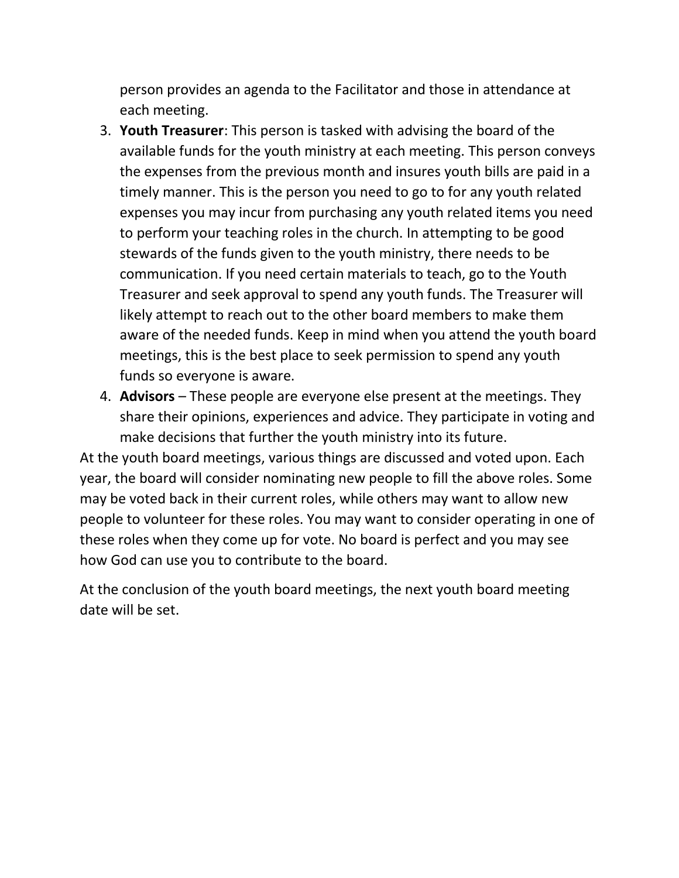person provides an agenda to the Facilitator and those in attendance at each meeting.

3. **Youth Treasurer**: This person is tasked with advising the board of the available funds for the youth ministry at each meeting. This person conveys the expenses from the previous month and insures youth bills are paid in a timely manner. This is the person you need to go to for any youth related expenses you may incur from purchasing any youth related items you need to perform your teaching roles in the church. In attempting to be good stewards of the funds given to the youth ministry, there needs to be communication. If you need certain materials to teach, go to the Youth Treasurer and seek approval to spend any youth funds. The Treasurer will likely attempt to reach out to the other board members to make them aware of the needed funds. Keep in mind when you attend the youth board meetings, this is the best place to seek permission to spend any youth funds so everyone is aware.
4. **Advisors** – These people are everyone else present at the meetings. They share their opinions, experiences and advice. They participate in voting and make decisions that further the youth ministry into its future.

At the youth board meetings, various things are discussed and voted upon. Each year, the board will consider nominating new people to fill the above roles. Some may be voted back in their current roles, while others may want to allow new people to volunteer for these roles. You may want to consider operating in one of these roles when they come up for vote. No board is perfect and you may see how God can use you to contribute to the board.

At the conclusion of the youth board meetings, the next youth board meeting date will be set.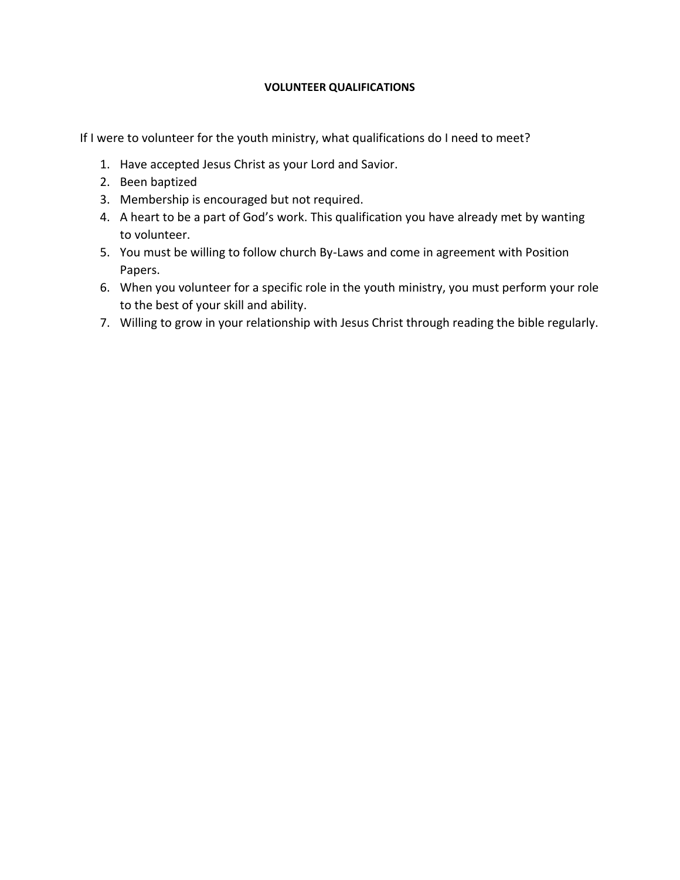# VOLUNTEER QUALIFICATIONS

If I were to volunteer for the youth ministry, what qualifications do I need to meet?

1. Have accepted Jesus Christ as your Lord and Savior.
2. Been baptized
3. Membership is encouraged but not required.
4. A heart to be a part of God's work. This qualification you have already met by wanting to volunteer.
5. You must be willing to follow church By-Laws and come in agreement with Position Papers.
6. When you volunteer for a specific role in the youth ministry, you must perform your role to the best of your skill and ability.
7. Willing to grow in your relationship with Jesus Christ through reading the bible regularly.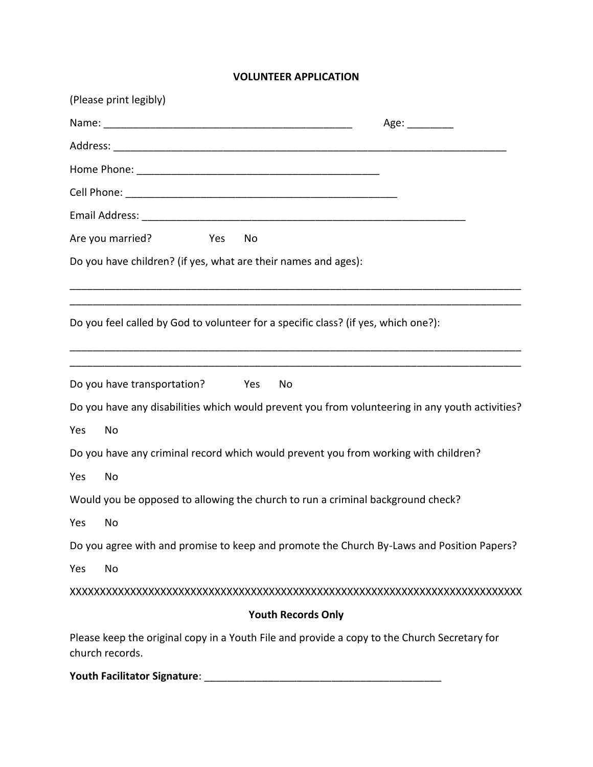# VOLUNTEER APPLICATION

(Please print legibly)

Name: ___________________________________________ Age: ________

Address: ______________________________________________________________________

Home Phone: ___________________________________________

Cell Phone: ________________________________________________

Email Address: __________________________________________________________

Are you married? Yes No

Do you have children? (if yes, what are their names and ages):

_______________________________________________________________________________

_______________________________________________________________________________

Do you feel called by God to volunteer for a specific class? (if yes, which one?):

_______________________________________________________________________________

_______________________________________________________________________________

Do you have transportation? Yes No

Do you have any disabilities which would prevent you from volunteering in any youth activities?

Yes No

Do you have any criminal record which would prevent you from working with children?

Yes No

Would you be opposed to allowing the church to run a criminal background check?

Yes No

Do you agree with and promise to keep and promote the Church By-Laws and Position Papers?

Yes No

XXXXXXXXXXXXXXXXXXXXXXXXXXXXXXXXXXXXXXXXXXXXXXXXXXXXXXXXXXXXXXXXXXXXXXXXXXXXXXX

**Youth Records Only**

Please keep the original copy in a Youth File and provide a copy to the Church Secretary for church records.

**Youth Facilitator Signature**: __________________________________________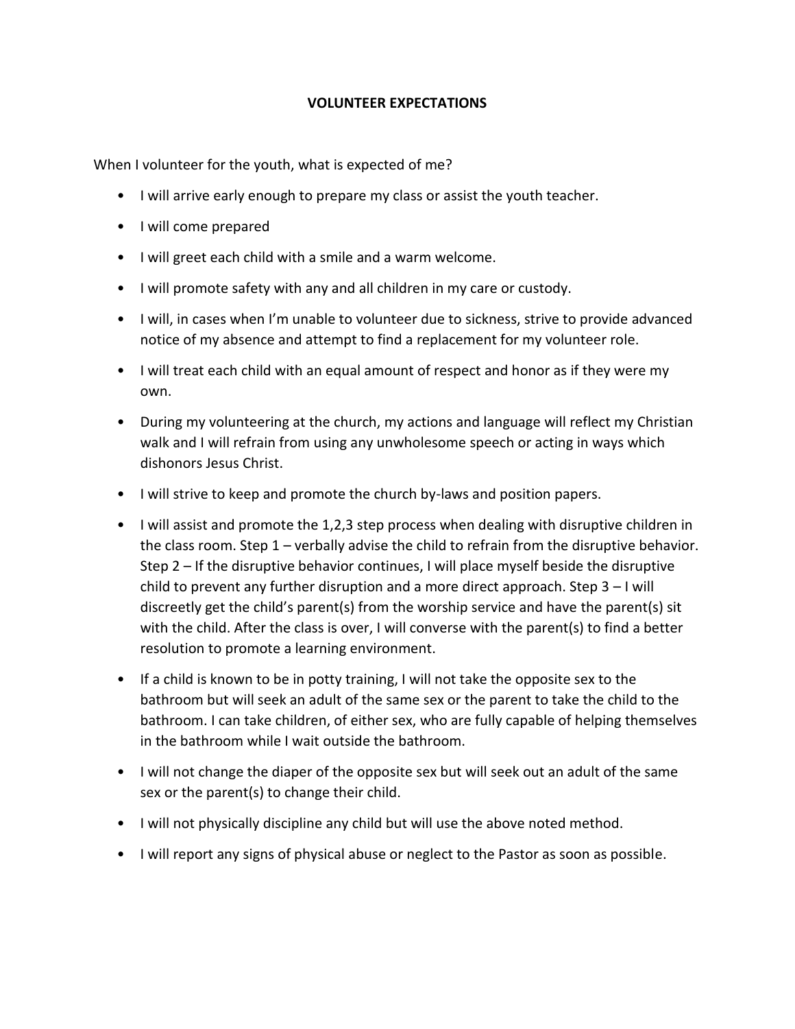# VOLUNTEER EXPECTATIONS

When I volunteer for the youth, what is expected of me?

- I will arrive early enough to prepare my class or assist the youth teacher.
- I will come prepared
- I will greet each child with a smile and a warm welcome.
- I will promote safety with any and all children in my care or custody.
- I will, in cases when I'm unable to volunteer due to sickness, strive to provide advanced notice of my absence and attempt to find a replacement for my volunteer role.
- I will treat each child with an equal amount of respect and honor as if they were my own.
- During my volunteering at the church, my actions and language will reflect my Christian walk and I will refrain from using any unwholesome speech or acting in ways which dishonors Jesus Christ.
- I will strive to keep and promote the church by-laws and position papers.
- I will assist and promote the 1,2,3 step process when dealing with disruptive children in the class room. Step 1 – verbally advise the child to refrain from the disruptive behavior. Step 2 – If the disruptive behavior continues, I will place myself beside the disruptive child to prevent any further disruption and a more direct approach. Step 3 – I will discreetly get the child's parent(s) from the worship service and have the parent(s) sit with the child. After the class is over, I will converse with the parent(s) to find a better resolution to promote a learning environment.
- If a child is known to be in potty training, I will not take the opposite sex to the bathroom but will seek an adult of the same sex or the parent to take the child to the bathroom. I can take children, of either sex, who are fully capable of helping themselves in the bathroom while I wait outside the bathroom.
- I will not change the diaper of the opposite sex but will seek out an adult of the same sex or the parent(s) to change their child.
- I will not physically discipline any child but will use the above noted method.
- I will report any signs of physical abuse or neglect to the Pastor as soon as possible.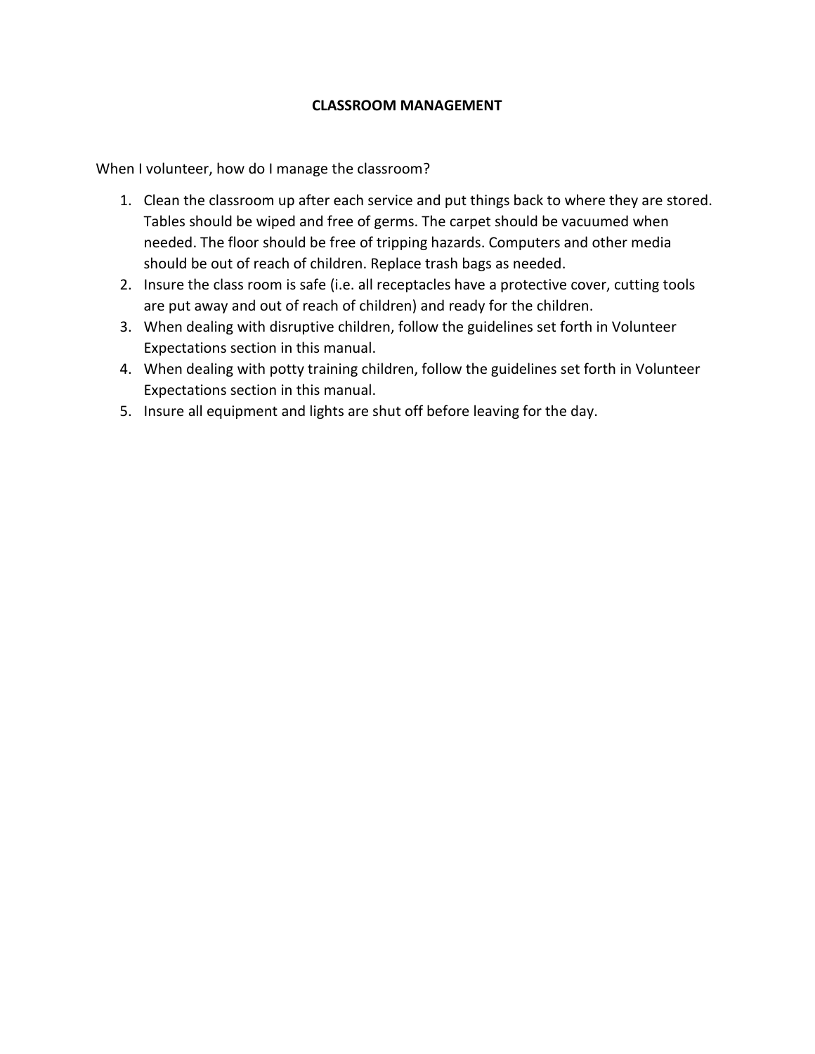# CLASSROOM MANAGEMENT

When I volunteer, how do I manage the classroom?

1. Clean the classroom up after each service and put things back to where they are stored. Tables should be wiped and free of germs. The carpet should be vacuumed when needed. The floor should be free of tripping hazards. Computers and other media should be out of reach of children. Replace trash bags as needed.
2. Insure the class room is safe (i.e. all receptacles have a protective cover, cutting tools are put away and out of reach of children) and ready for the children.
3. When dealing with disruptive children, follow the guidelines set forth in Volunteer Expectations section in this manual.
4. When dealing with potty training children, follow the guidelines set forth in Volunteer Expectations section in this manual.
5. Insure all equipment and lights are shut off before leaving for the day.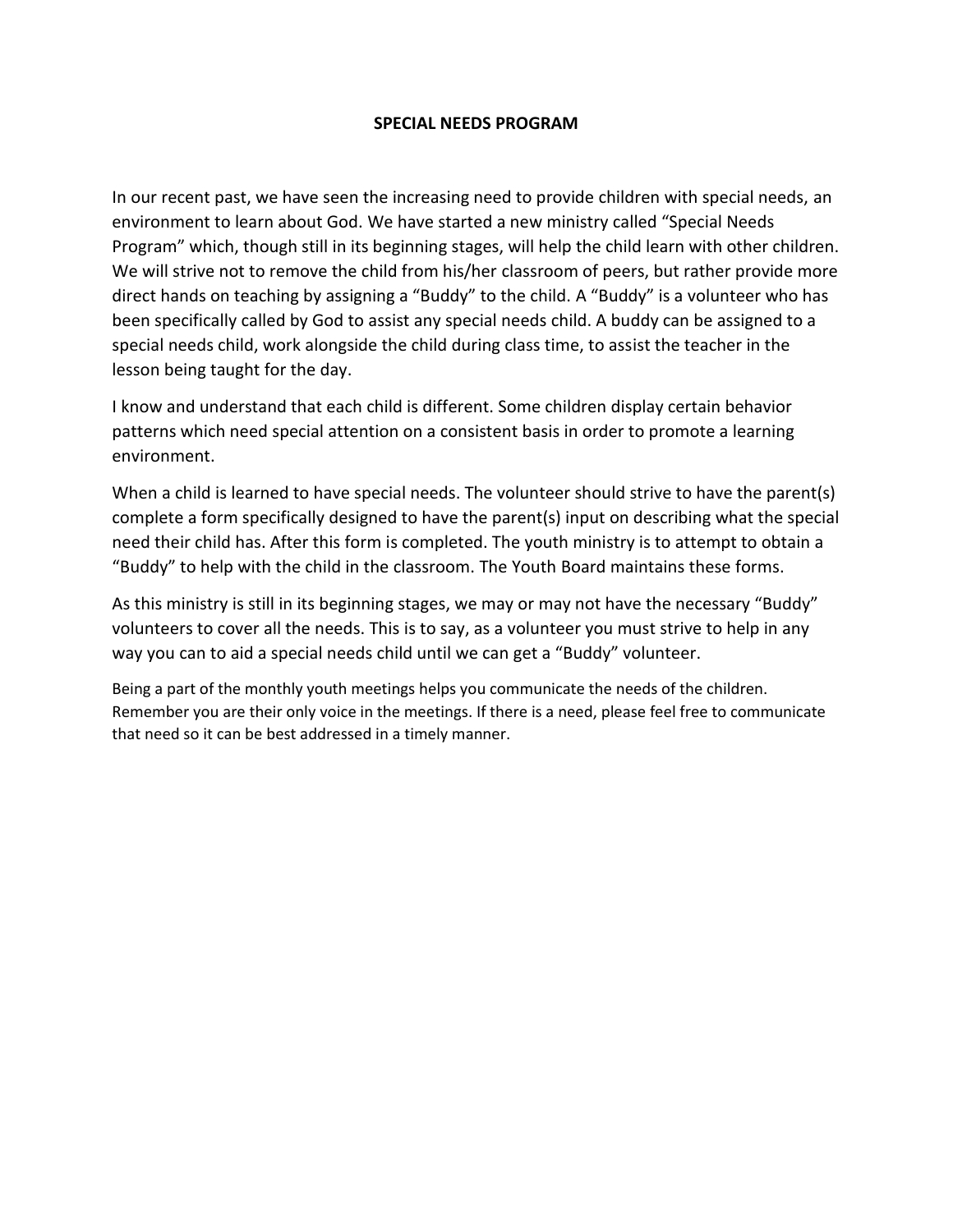# SPECIAL NEEDS PROGRAM

In our recent past, we have seen the increasing need to provide children with special needs, an environment to learn about God. We have started a new ministry called "Special Needs Program" which, though still in its beginning stages, will help the child learn with other children. We will strive not to remove the child from his/her classroom of peers, but rather provide more direct hands on teaching by assigning a "Buddy" to the child. A "Buddy" is a volunteer who has been specifically called by God to assist any special needs child. A buddy can be assigned to a special needs child, work alongside the child during class time, to assist the teacher in the lesson being taught for the day.

I know and understand that each child is different. Some children display certain behavior patterns which need special attention on a consistent basis in order to promote a learning environment.

When a child is learned to have special needs. The volunteer should strive to have the parent(s) complete a form specifically designed to have the parent(s) input on describing what the special need their child has. After this form is completed. The youth ministry is to attempt to obtain a "Buddy" to help with the child in the classroom. The Youth Board maintains these forms.

As this ministry is still in its beginning stages, we may or may not have the necessary "Buddy" volunteers to cover all the needs. This is to say, as a volunteer you must strive to help in any way you can to aid a special needs child until we can get a "Buddy" volunteer.

Being a part of the monthly youth meetings helps you communicate the needs of the children. Remember you are their only voice in the meetings. If there is a need, please feel free to communicate that need so it can be best addressed in a timely manner.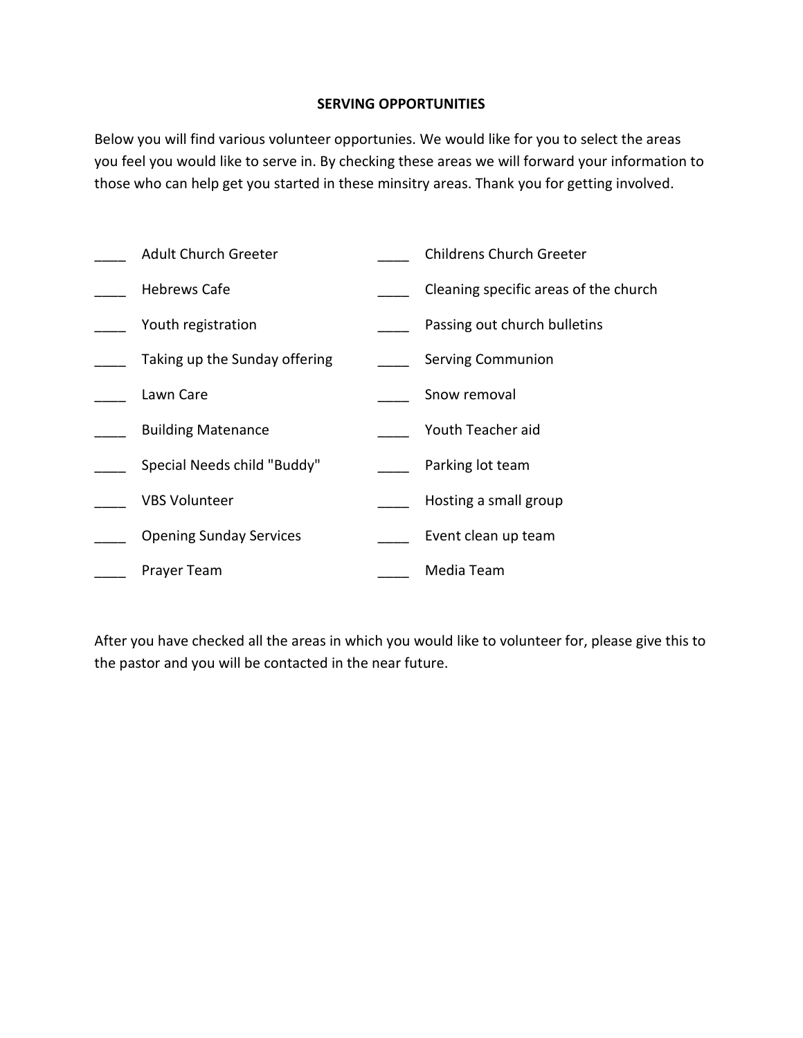**SERVING OPPORTUNITIES**

Below you will find various volunteer opportunies. We would like for you to select the areas you feel you would like to serve in. By checking these areas we will forward your information to those who can help get you started in these minsitry areas. Thank you for getting involved.

____ Adult Church Greeter

____ Childrens Church Greeter

____ Hebrews Cafe

____ Cleaning specific areas of the church

____ Youth registration

____ Passing out church bulletins

____ Taking up the Sunday offering

____ Serving Communion

____ Lawn Care

____ Snow removal

____ Building Matenance

____ Youth Teacher aid

____ Special Needs child "Buddy"

____ Parking lot team

____ VBS Volunteer

____ Hosting a small group

____ Opening Sunday Services

____ Event clean up team

____ Prayer Team

____ Media Team

After you have checked all the areas in which you would like to volunteer for, please give this to the pastor and you will be contacted in the near future.